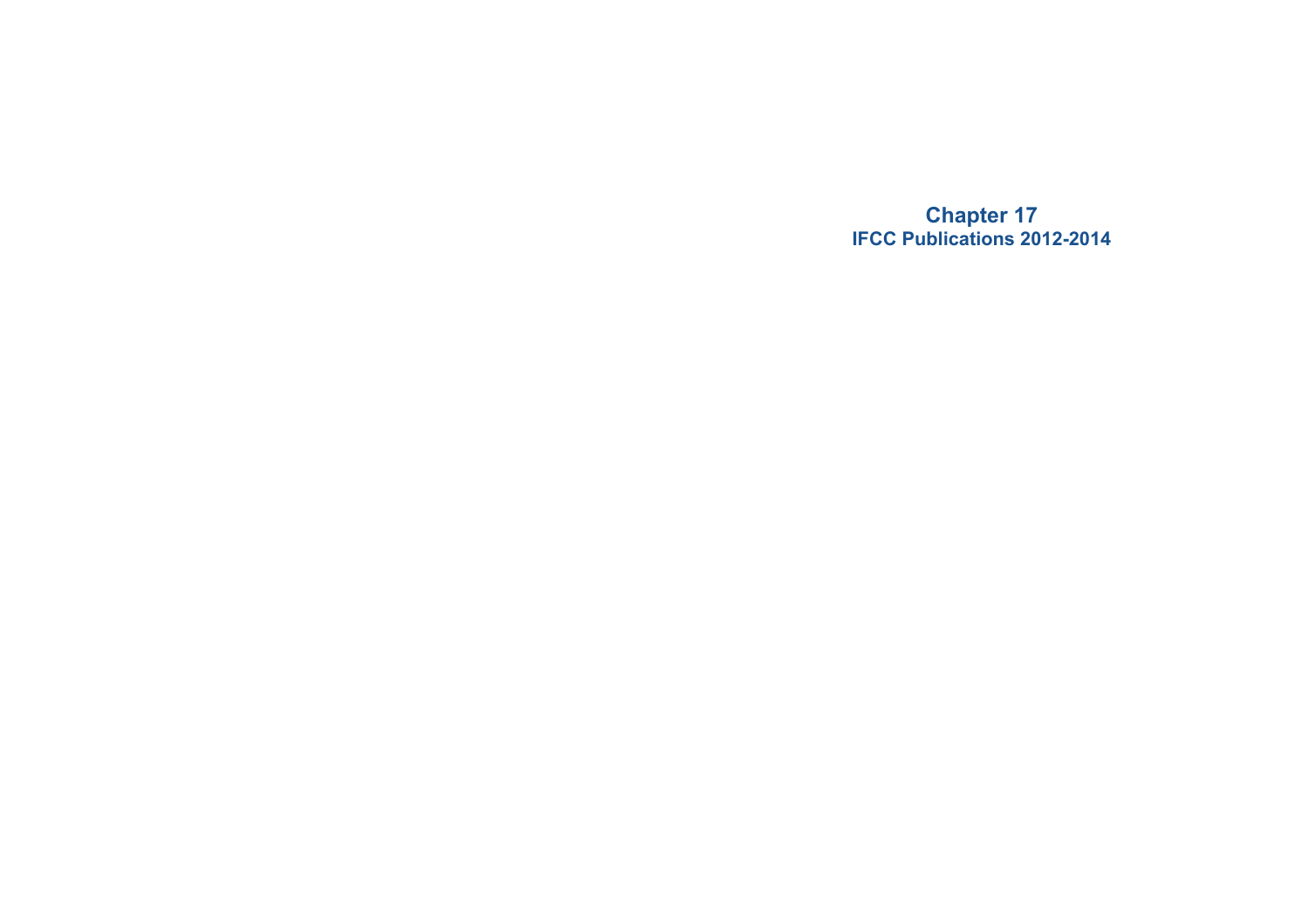# Chapter 17

## IFCC Publications 2012-2014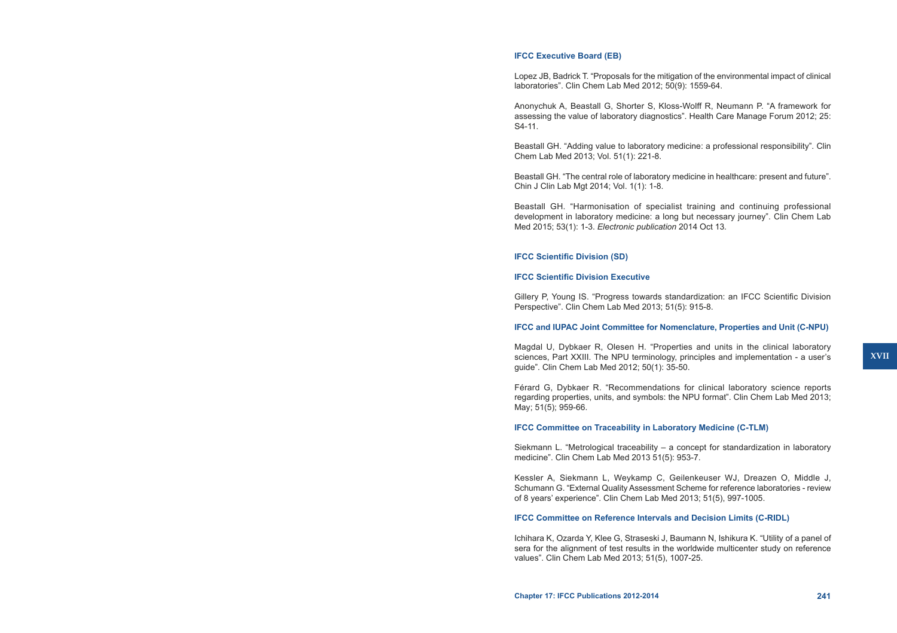### IFCC Executive Board (EB)

Lopez JB, Badrick T. “Proposals for the mitigation of the environmental impact of clinical laboratories”. Clin Chem Lab Med 2012; 50(9): 1559-64.

Anonychuk A, Beastall G, Shorter S, Kloss-Wolff R, Neumann P. “A framework for assessing the value of laboratory diagnostics”. Health Care Manage Forum 2012; 25: S4-11.

Beastall GH. “Adding value to laboratory medicine: a professional responsibility”. Clin Chem Lab Med 2013; Vol. 51(1): 221-8.

Beastall GH. “The central role of laboratory medicine in healthcare: present and future”. Chin J Clin Lab Mgt 2014; Vol. 1(1): 1-8.

Beastall GH. “Harmonisation of specialist training and continuing professional development in laboratory medicine: a long but necessary journey”. Clin Chem Lab Med 2015; 53(1): 1-3. *Electronic publication* 2014 Oct 13.

### IFCC Scientific Division (SD)

#### IFCC Scientific Division Executive

Gillery P, Young IS. “Progress towards standardization: an IFCC Scientific Division Perspective”. Clin Chem Lab Med 2013; 51(5): 915-8.

#### IFCC and IUPAC Joint Committee for Nomenclature, Properties and Unit (C-NPU)

Magdal U, Dybkaer R, Olesen H. “Properties and units in the clinical laboratory sciences, Part XXIII. The NPU terminology, principles and implementation - a user’s guide”. Clin Chem Lab Med 2012; 50(1): 35-50.

Férard G, Dybkaer R. “Recommendations for clinical laboratory science reports regarding properties, units, and symbols: the NPU format”. Clin Chem Lab Med 2013; May; 51(5); 959-66.

#### IFCC Committee on Traceability in Laboratory Medicine (C-TLM)

Siekmann L. “Metrological traceability – a concept for standardization in laboratory medicine”. Clin Chem Lab Med 2013 51(5): 953-7.

Kessler A, Siekmann L, Weykamp C, Geilenkeuser WJ, Dreazen O, Middle J, Schumann G. “External Quality Assessment Scheme for reference laboratories - review of 8 years’ experience”. Clin Chem Lab Med 2013; 51(5), 997-1005.

#### IFCC Committee on Reference Intervals and Decision Limits (C-RIDL)

Ichihara K, Ozarda Y, Klee G, Straseski J, Baumann N, Ishikura K. “Utility of a panel of sera for the alignment of test results in the worldwide multicenter study on reference values”. Clin Chem Lab Med 2013; 51(5), 1007-25.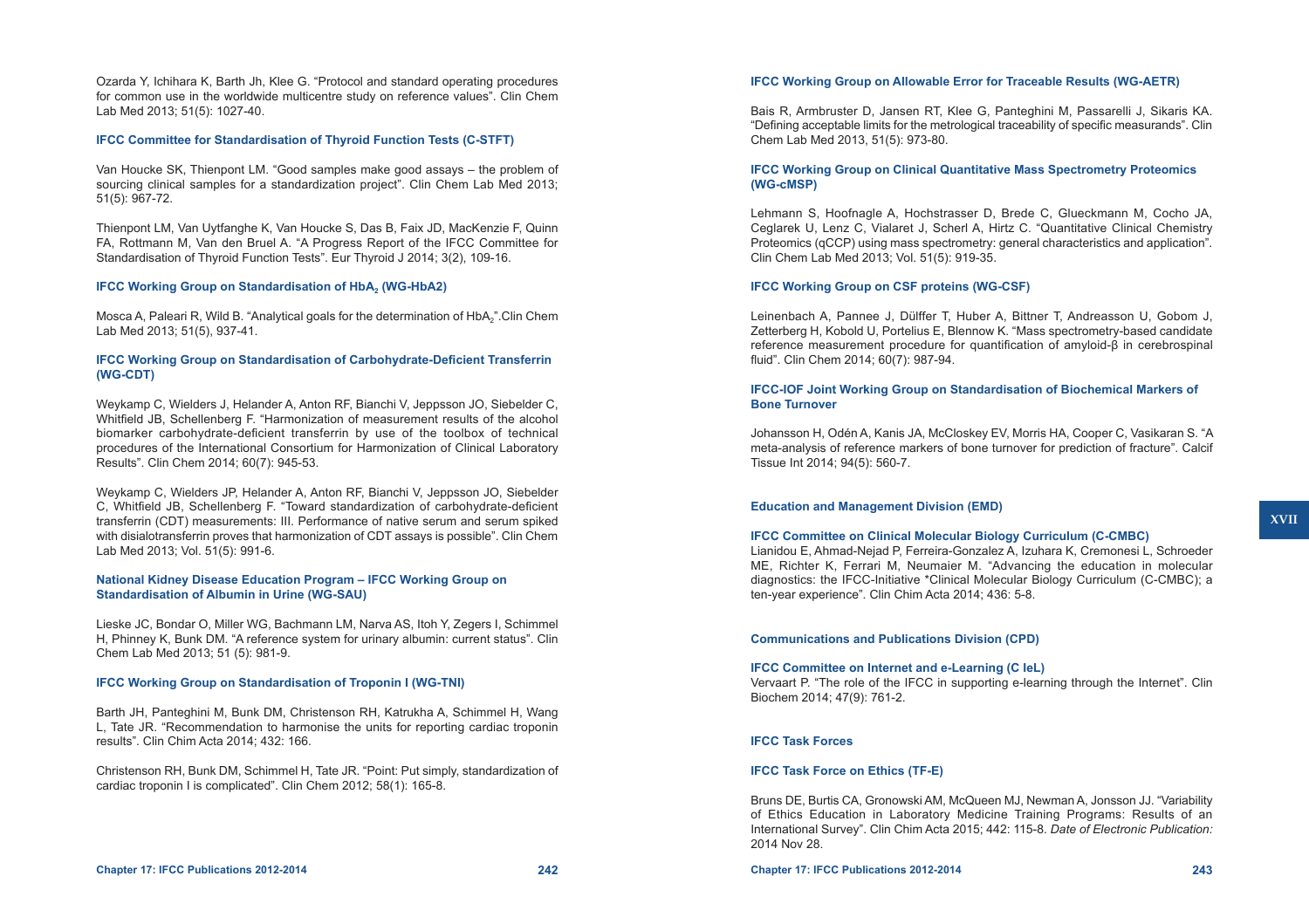Ozarda Y, Ichihara K, Barth Jh, Klee G. "Protocol and standard operating procedures for common use in the worldwide multicentre study on reference values". Clin Chem Lab Med 2013; 51(5): 1027-40.

**IFCC Committee for Standardisation of Thyroid Function Tests (C-STFT)**

Van Houcke SK, Thienpont LM. "Good samples make good assays – the problem of sourcing clinical samples for a standardization project". Clin Chem Lab Med 2013; 51(5): 967-72.

Thienpont LM, Van Uytfanghe K, Van Houcke S, Das B, Faix JD, MacKenzie F, Quinn FA, Rottmann M, Van den Bruel A. "A Progress Report of the IFCC Committee for Standardisation of Thyroid Function Tests". Eur Thyroid J 2014; 3(2), 109-16.

**IFCC Working Group on Standardisation of $HbA_2$ (WG-HbA2)**

Mosca A, Paleari R, Wild B. "Analytical goals for the determination of $HbA_2$".Clin Chem Lab Med 2013; 51(5), 937-41.

**IFCC Working Group on Standardisation of Carbohydrate-Deficient Transferrin (WG-CDT)**

Weykamp C, Wielders J, Helander A, Anton RF, Bianchi V, Jeppsson JO, Siebelder C, Whitfield JB, Schellenberg F. "Harmonization of measurement results of the alcohol biomarker carbohydrate-deficient transferrin by use of the toolbox of technical procedures of the International Consortium for Harmonization of Clinical Laboratory Results". Clin Chem 2014; 60(7): 945-53.

Weykamp C, Wielders JP, Helander A, Anton RF, Bianchi V, Jeppsson JO, Siebelder C, Whitfield JB, Schellenberg F. "Toward standardization of carbohydrate-deficient transferrin (CDT) measurements: III. Performance of native serum and serum spiked with disialotransferrin proves that harmonization of CDT assays is possible". Clin Chem Lab Med 2013; Vol. 51(5): 991-6.

**National Kidney Disease Education Program – IFCC Working Group on Standardisation of Albumin in Urine (WG-SAU)**

Lieske JC, Bondar O, Miller WG, Bachmann LM, Narva AS, Itoh Y, Zegers I, Schimmel H, Phinney K, Bunk DM. "A reference system for urinary albumin: current status". Clin Chem Lab Med 2013; 51 (5): 981-9.

**IFCC Working Group on Standardisation of Troponin I (WG-TNI)**

Barth JH, Panteghini M, Bunk DM, Christenson RH, Katrukha A, Schimmel H, Wang L, Tate JR. "Recommendation to harmonise the units for reporting cardiac troponin results". Clin Chim Acta 2014; 432: 166.

Christenson RH, Bunk DM, Schimmel H, Tate JR. "Point: Put simply, standardization of cardiac troponin I is complicated". Clin Chem 2012; 58(1): 165-8.

**IFCC Working Group on Allowable Error for Traceable Results (WG-AETR)**

Bais R, Armbruster D, Jansen RT, Klee G, Panteghini M, Passarelli J, Sikaris KA. "Defining acceptable limits for the metrological traceability of specific measurands". Clin Chem Lab Med 2013, 51(5): 973-80.

**IFCC Working Group on Clinical Quantitative Mass Spectrometry Proteomics (WG-cMSP)**

Lehmann S, Hoofnagle A, Hochstrasser D, Brede C, Glueckmann M, Cocho JA, Ceglarek U, Lenz C, Vialaret J, Scherl A, Hirtz C. "Quantitative Clinical Chemistry Proteomics (qCCP) using mass spectrometry: general characteristics and application". Clin Chem Lab Med 2013; Vol. 51(5): 919-35.

**IFCC Working Group on CSF proteins (WG-CSF)**

Leinenbach A, Pannee J, Dülffer T, Huber A, Bittner T, Andreasson U, Gobom J, Zetterberg H, Kobold U, Portelius E, Blennow K. "Mass spectrometry-based candidate reference measurement procedure for quantification of amyloid-β in cerebrospinal fluid". Clin Chem 2014; 60(7): 987-94.

**IFCC-IOF Joint Working Group on Standardisation of Biochemical Markers of Bone Turnover**

Johansson H, Odén A, Kanis JA, McCloskey EV, Morris HA, Cooper C, Vasikaran S. "A meta-analysis of reference markers of bone turnover for prediction of fracture". Calcif Tissue Int 2014; 94(5): 560-7.

**Education and Management Division (EMD)**

**IFCC Committee on Clinical Molecular Biology Curriculum (C-CMBC)**

Lianidou E, Ahmad-Nejad P, Ferreira-Gonzalez A, Izuhara K, Cremonesi L, Schroeder ME, Richter K, Ferrari M, Neumaier M. "Advancing the education in molecular diagnostics: the IFCC-Initiative *Clinical Molecular Biology Curriculum (C-CMBC); a ten-year experience". Clin Chim Acta 2014; 436: 5-8.

**Communications and Publications Division (CPD)**

**IFCC Committee on Internet and e-Learning (C IeL)**

Vervaart P. "The role of the IFCC in supporting e-learning through the Internet". Clin Biochem 2014; 47(9): 761-2.

**IFCC Task Forces**

**IFCC Task Force on Ethics (TF-E)**

Bruns DE, Burtis CA, Gronowski AM, McQueen MJ, Newman A, Jonsson JJ. "Variability of Ethics Education in Laboratory Medicine Training Programs: Results of an International Survey". Clin Chim Acta 2015; 442: 115-8. *Date of Electronic Publication:* 2014 Nov 28.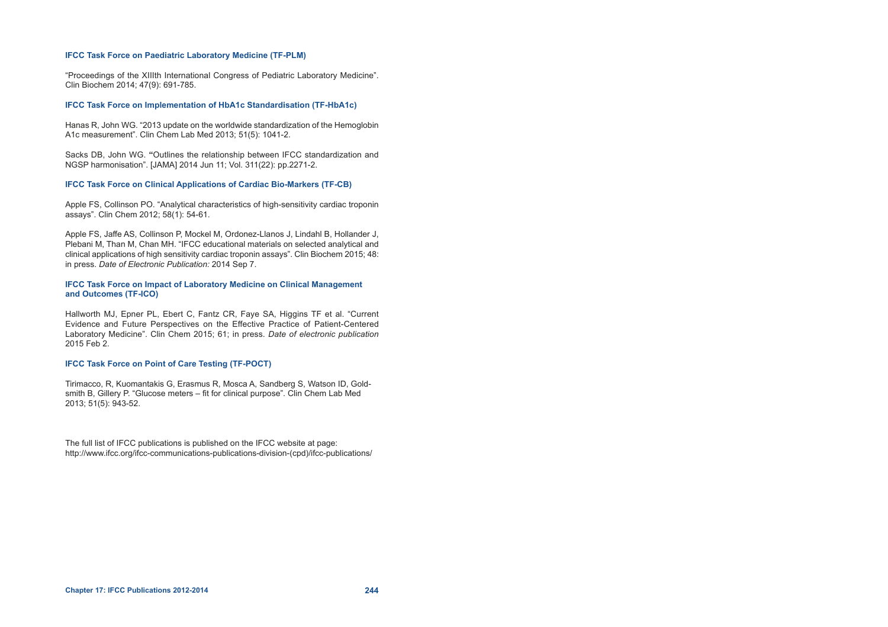#### IFCC Task Force on Paediatric Laboratory Medicine (TF-PLM)

"Proceedings of the XIIIth International Congress of Pediatric Laboratory Medicine". Clin Biochem 2014; 47(9): 691-785.

#### IFCC Task Force on Implementation of HbA1c Standardisation (TF-HbA1c)

Hanas R, John WG. "2013 update on the worldwide standardization of the Hemoglobin A1c measurement". Clin Chem Lab Med 2013; 51(5): 1041-2.

Sacks DB, John WG. **"**Outlines the relationship between IFCC standardization and NGSP harmonisation". [JAMA] 2014 Jun 11; Vol. 311(22): pp.2271-2.

#### IFCC Task Force on Clinical Applications of Cardiac Bio-Markers (TF-CB)

Apple FS, Collinson PO. "Analytical characteristics of high-sensitivity cardiac troponin assays". Clin Chem 2012; 58(1): 54-61.

Apple FS, Jaffe AS, Collinson P, Mockel M, Ordonez-Llanos J, Lindahl B, Hollander J, Plebani M, Than M, Chan MH. "IFCC educational materials on selected analytical and clinical applications of high sensitivity cardiac troponin assays". Clin Biochem 2015; 48: in press. *Date of Electronic Publication:* 2014 Sep 7.

#### IFCC Task Force on Impact of Laboratory Medicine on Clinical Management and Outcomes (TF-ICO)

Hallworth MJ, Epner PL, Ebert C, Fantz CR, Faye SA, Higgins TF et al. "Current Evidence and Future Perspectives on the Effective Practice of Patient-Centered Laboratory Medicine". Clin Chem 2015; 61; in press. *Date of electronic publication* 2015 Feb 2.

#### IFCC Task Force on Point of Care Testing (TF-POCT)

Tirimacco, R, Kuomantakis G, Erasmus R, Mosca A, Sandberg S, Watson ID, Goldsmith B, Gillery P. "Glucose meters – fit for clinical purpose". Clin Chem Lab Med 2013; 51(5): 943-52.

The full list of IFCC publications is published on the IFCC website at page:
http://www.ifcc.org/ifcc-communications-publications-division-(cpd)/ifcc-publications/